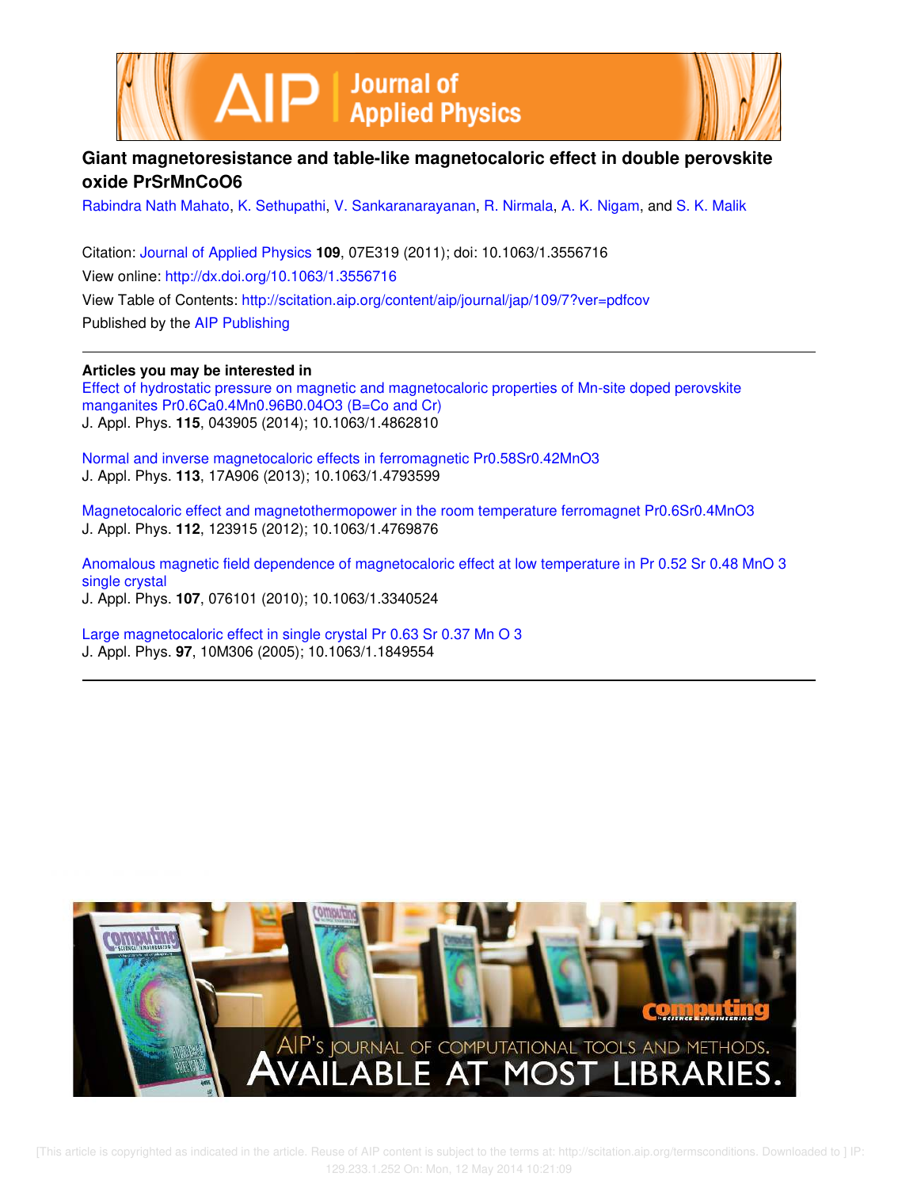# Giant magnetoresistance and table-like magnetocaloric effect in double perovskite oxide PrSrMnCoO6

Rabindra Nath Mahato, K. Sethupathi, V. Sankaranarayanan, R. Nirmala, A. K. Nigam, and S. K. Malik

Citation: Journal of Applied Physics **109**, 07E319 (2011); doi: 10.1063/1.3556716

View online: http://dx.doi.org/10.1063/1.3556716

View Table of Contents: http://scitation.aip.org/content/aip/journal/jap/109/7?ver=pdfcov

Published by the AIP Publishing

**Articles you may be interested in**

Effect of hydrostatic pressure on magnetic and magnetocaloric properties of Mn-site doped perovskite manganites $Pr_{0.6}Ca_{0.4}Mn_{0.96}B_{0.04}O_3$ (B=Co and Cr)
J. Appl. Phys. **115**, 043905 (2014); 10.1063/1.4862810

Normal and inverse magnetocaloric effects in ferromagnetic $Pr_{0.58}Sr_{0.42}MnO_3$
J. Appl. Phys. **113**, 17A906 (2013); 10.1063/1.4793599

Magnetocaloric effect and magnetothermopower in the room temperature ferromagnet $Pr_{0.6}Sr_{0.4}MnO_3$
J. Appl. Phys. **112**, 123915 (2012); 10.1063/1.4769876

Anomalous magnetic field dependence of magnetocaloric effect at low temperature in $Pr_{0.52}Sr_{0.48}MnO_3$ single crystal
J. Appl. Phys. **107**, 076101 (2010); 10.1063/1.3340524

Large magnetocaloric effect in single crystal $Pr_{0.63}Sr_{0.37}MnO_3$
J. Appl. Phys. **97**, 10M306 (2005); 10.1063/1.1849554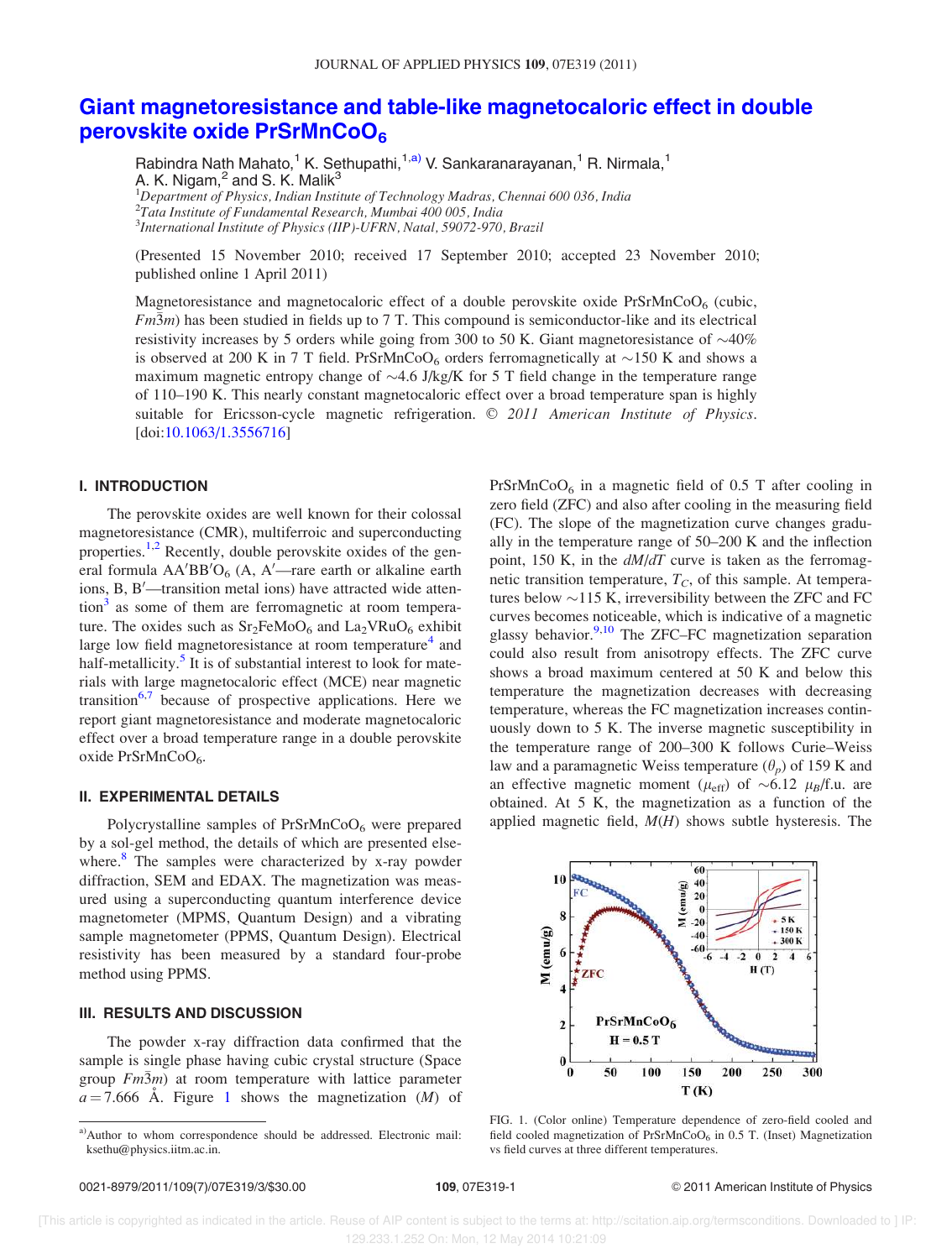# Giant magnetoresistance and table-like magnetocaloric effect in double perovskite oxide $PrSrMnCoO_6$

Rabindra Nath Mahato,[1] K. Sethupathi,[1,a)] V. Sankaranarayanan,[1] R. Nirmala,[1] A. K. Nigam,[2] and S. K. Malik[3]

[1]Department of Physics, Indian Institute of Technology Madras, Chennai 600 036, India
[2]Tata Institute of Fundamental Research, Mumbai 400 005, India
[3]International Institute of Physics (IIP)-UFRN, Natal, 59072-970, Brazil

(Presented 15 November 2010; received 17 September 2010; accepted 23 November 2010; published online 1 April 2011)

Magnetoresistance and magnetocaloric effect of a double perovskite oxide $PrSrMnCoO_6$ (cubic, $Fm\bar{3}m$) has been studied in fields up to 7 T. This compound is semiconductor-like and its electrical resistivity increases by 5 orders while going from 300 to 50 K. Giant magnetoresistance of ~40% is observed at 200 K in 7 T field. $PrSrMnCoO_6$ orders ferromagnetically at ~150 K and shows a maximum magnetic entropy change of ~4.6 J/kg/K for 5 T field change in the temperature range of 110–190 K. This nearly constant magnetocaloric effect over a broad temperature span is highly suitable for Ericsson-cycle magnetic refrigeration. © *2011 American Institute of Physics.* [doi:10.1063/1.3556716]

## I. INTRODUCTION

The perovskite oxides are well known for their colossal magnetoresistance (CMR), multiferroic and superconducting properties.[1,2] Recently, double perovskite oxides of the general formula AA′BB′$O_6$ (A, A′—rare earth or alkaline earth ions, B, B′—transition metal ions) have attracted wide attention[3] as some of them are ferromagnetic at room temperature. The oxides such as $Sr_2FeMoO_6$ and $La_2VRuO_6$ exhibit large low field magnetoresistance at room temperature[4] and half-metallicity.[5] It is of substantial interest to look for materials with large magnetocaloric effect (MCE) near magnetic transition[6,7] because of prospective applications. Here we report giant magnetoresistance and moderate magnetocaloric effect over a broad temperature range in a double perovskite oxide $PrSrMnCoO_6$.

## II. EXPERIMENTAL DETAILS

Polycrystalline samples of $PrSrMnCoO_6$ were prepared by a sol-gel method, the details of which are presented elsewhere.[8] The samples were characterized by x-ray powder diffraction, SEM and EDAX. The magnetization was measured using a superconducting quantum interference device magnetometer (MPMS, Quantum Design) and a vibrating sample magnetometer (PPMS, Quantum Design). Electrical resistivity has been measured by a standard four-probe method using PPMS.

## III. RESULTS AND DISCUSSION

The powder x-ray diffraction data confirmed that the sample is single phase having cubic crystal structure (Space group $Fm\bar{3}m$) at room temperature with lattice parameter $a = 7.666$ Å. Figure 1 shows the magnetization ($M$) of $PrSrMnCoO_6$ in a magnetic field of 0.5 T after cooling in zero field (ZFC) and also after cooling in the measuring field (FC). The slope of the magnetization curve changes gradually in the temperature range of 50–200 K and the inflection point, 150 K, in the $dM/dT$ curve is taken as the ferromagnetic transition temperature, $T_C$, of this sample. At temperatures below ~115 K, irreversibility between the ZFC and FC curves becomes noticeable, which is indicative of a magnetic glassy behavior.[9,10] The ZFC–FC magnetization separation could also result from anisotropy effects. The ZFC curve shows a broad maximum centered at 50 K and below this temperature the magnetization decreases with decreasing temperature, whereas the FC magnetization increases continuously down to 5 K. The inverse magnetic susceptibility in the temperature range of 200–300 K follows Curie–Weiss law and a paramagnetic Weiss temperature ($\theta_p$) of 159 K and an effective magnetic moment ($\mu_{eff}$) of ~6.12 $\mu_B$/f.u. are obtained. At 5 K, the magnetization as a function of the applied magnetic field, $M(H)$ shows subtle hysteresis. The

FIG. 1. (Color online) Temperature dependence of zero-field cooled and field cooled magnetization of $PrSrMnCoO_6$ in 0.5 T. (Inset) Magnetization vs field curves at three different temperatures.

a)Author to whom correspondence should be addressed. Electronic mail: ksethu@physics.iitm.ac.in.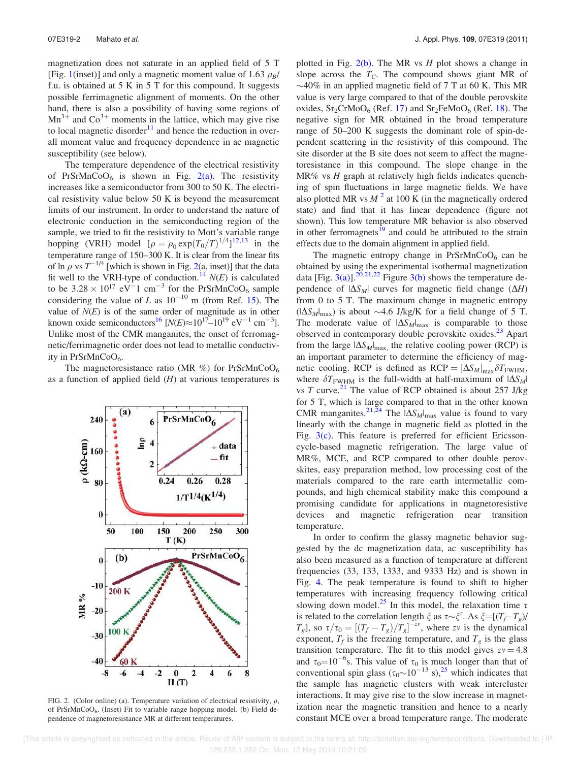magnetization does not saturate in an applied field of 5 T [Fig. 1(inset)] and only a magnetic moment value of 1.63 $\mu_B$/f.u. is obtained at 5 K in 5 T for this compound. It suggests possible ferrimagnetic alignment of moments. On the other hand, there is also a possibility of having some regions of $Mn^{3+}$ and $Co^{3+}$ moments in the lattice, which may give rise to local magnetic disorder[11] and hence the reduction in overall moment value and frequency dependence in ac magnetic susceptibility (see below).

The temperature dependence of the electrical resistivity of $PrSrMnCoO_6$ is shown in Fig. 2(a). The resistivity increases like a semiconductor from 300 to 50 K. The electrical resistivity value below 50 K is beyond the measurement limits of our instrument. In order to understand the nature of electronic conduction in the semiconducting region of the sample, we tried to fit the resistivity to Mott's variable range hopping (VRH) model [$\rho = \rho_0 \exp(T_0/T)^{1/4}$][12,13] in the temperature range of 150–300 K. It is clear from the linear fits of ln $\rho$ vs $T^{-1/4}$ [which is shown in Fig. 2(a, inset)] that the data fit well to the VRH-type of conduction.[14] $N(E)$ is calculated to be $3.28 \times 10^{17}$ eV$^{-1}$ cm$^{-3}$ for the $PrSrMnCoO_6$ sample considering the value of $L$ as $10^{-10}$ m (from Ref. 15). The value of $N(E)$ is of the same order of magnitude as in other known oxide semiconductors[16] [$N(E) \approx 10^{17}$–$10^{19}$ eV$^{-1}$ cm$^{-3}$]. Unlike most of the CMR manganites, the onset of ferromagnetic/ferrimagnetic order does not lead to metallic conductivity in $PrSrMnCoO_6$.

The magnetoresistance ratio (MR %) for $PrSrMnCoO_6$ as a function of applied field ($H$) at various temperatures is plotted in Fig. 2(b). The MR vs $H$ plot shows a change in slope across the $T_C$. The compound shows giant MR of ~40% in an applied magnetic field of 7 T at 60 K. This MR value is very large compared to that of the double perovskite oxides, $Sr_2CrMoO_6$ (Ref. 17) and $Sr_2FeMoO_6$ (Ref. 18). The negative sign for MR obtained in the broad temperature range of 50–200 K suggests the dominant role of spin-dependent scattering in the resistivity of this compound. The site disorder at the B site does not seem to affect the magnetoresistance in this compound. The slope change in the MR% vs $H$ graph at relatively high fields indicates quenching of spin fluctuations in large magnetic fields. We have also plotted MR vs $M^2$ at 100 K (in the magnetically ordered state) and find that it has linear dependence (figure not shown). This low temperature MR behavior is also observed in other ferromagnets[19] and could be attributed to the strain effects due to the domain alignment in applied field.

FIG. 2. (Color online) (a). Temperature variation of electrical resistivity, $\rho$, of $PrSrMnCoO_6$. (Inset) Fit to variable range hopping model. (b) Field dependence of magnetoresistance MR at different temperatures.

The magnetic entropy change in $PrSrMnCoO_6$ can be obtained by using the experimental isothermal magnetization data [Fig. 3(a)].[20,21,22] Figure 3(b) shows the temperature dependence of $|\Delta S_M|$ curves for magnetic field change ($\Delta H$) from 0 to 5 T. The maximum change in magnetic entropy ($|\Delta S_M|_{max}$) is about ~4.6 J/kg/K for a field change of 5 T. The moderate value of $|\Delta S_M|_{max}$ is comparable to those observed in contemporary double perovskite oxides.[23] Apart from the large $|\Delta S_M|_{max,}$ the relative cooling power (RCP) is an important parameter to determine the efficiency of magnetic cooling. RCP is defined as RCP $= |\Delta S_M|_{max} \delta T_{FWHM}$, where $\delta T_{FWHM}$ is the full-width at half-maximum of $|\Delta S_M|$ vs $T$ curve.[21] The value of RCP obtained is about 257 J/kg for 5 T, which is large compared to that in the other known CMR manganites.[21,24] The $|\Delta S_M|_{max}$ value is found to vary linearly with the change in magnetic field as plotted in the Fig. 3(c). This feature is preferred for efficient Ericsson-cycle-based magnetic refrigeration. The large value of MR%, MCE, and RCP compared to other double perovskites, easy preparation method, low processing cost of the materials compared to the rare earth intermetallic compounds, and high chemical stability make this compound a promising candidate for applications in magnetoresistive devices and magnetic refrigeration near transition temperature.

In order to confirm the glassy magnetic behavior suggested by the dc magnetization data, ac susceptibility has also been measured as a function of temperature at different frequencies (33, 133, 1333, and 9333 Hz) and is shown in Fig. 4. The peak temperature is found to shift to higher temperatures with increasing frequency following critical slowing down model.[25] In this model, the relaxation time $\tau$ is related to the correlation length $\xi$ as $\tau \sim \xi^z$. As $\xi = [(T_f - T_g)/T_g]$, so $\tau/\tau_0 = [(T_f - T_g)/T_g]^{-z\nu}$, where $z\nu$ is the dynamical exponent, $T_f$ is the freezing temperature, and $T_g$ is the glass transition temperature. The fit to this model gives $z\nu = 4.8$ and $\tau_0 = 10^{-6}$s. This value of $\tau_0$ is much longer than that of conventional spin glass ($\tau_0 \sim 10^{-13}$ s),[25] which indicates that the sample has magnetic clusters with weak intercluster interactions. It may give rise to the slow increase in magnetization near the magnetic transition and hence to a nearly constant MCE over a broad temperature range. The moderate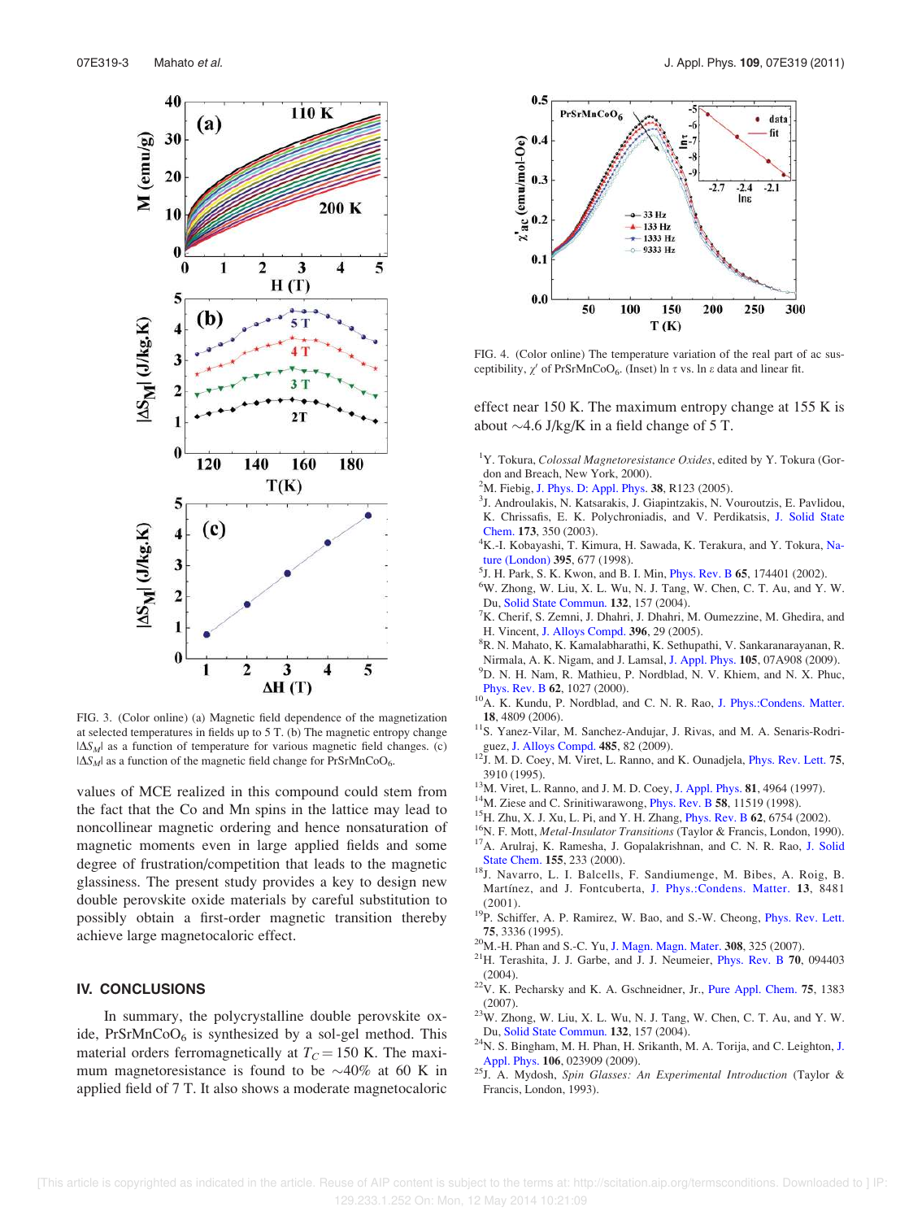(a)
110 K
200 K
M (emu/g)
H (T)
0 1 2 3 4 5
0 10 20 30 40

(b)
5 T
4 T
3 T
2T
$|\Delta S_M|$ (J/kg.K)
T(K)
120 140 160 180
0 1 2 3 4 5

(c)
$|\Delta S_M|$ (J/kg.K)
ΔH (T)
1 2 3 4 5
0 1 2 3 4 5

FIG. 3. (Color online) (a) Magnetic field dependence of the magnetization at selected temperatures in fields up to 5 T. (b) The magnetic entropy change $|\Delta S_M|$ as a function of temperature for various magnetic field changes. (c) $|\Delta S_M|$ as a function of the magnetic field change for $PrSrMnCoO_6$.

values of MCE realized in this compound could stem from the fact that the Co and Mn spins in the lattice may lead to noncollinear magnetic ordering and hence nonsaturation of magnetic moments even in large applied fields and some degree of frustration/competition that leads to the magnetic glassiness. The present study provides a key to design new double perovskite oxide materials by careful substitution to possibly obtain a first-order magnetic transition thereby achieve large magnetocaloric effect.

## IV. CONCLUSIONS

In summary, the polycrystalline double perovskite oxide, $PrSrMnCoO_6$ is synthesized by a sol-gel method. This material orders ferromagnetically at $T_C = 150$ K. The maximum magnetoresistance is found to be ~40% at 60 K in applied field of 7 T. It also shows a moderate magnetocaloric effect near 150 K. The maximum entropy change at 155 K is about ~4.6 J/kg/K in a field change of 5 T.

PrSrMnCoO6
$\chi'_{ac}$ (emu/mol-Oe)
T (K)
50 100 150 200 250 300
0.0 0.1 0.2 0.3 0.4 0.5
33 Hz
133 Hz
1333 Hz
9333 Hz
data
fit
lnτ
lnε
-2.7 -2.4 -2.1
-5 -6 -7 -8 -9

FIG. 4. (Color online) The temperature variation of the real part of ac susceptibility, $\chi'$ of $PrSrMnCoO_6$. (Inset) ln τ vs. ln ε data and linear fit.

[1] Y. Tokura, *Colossal Magnetoresistance Oxides*, edited by Y. Tokura (Gordon and Breach, New York, 2000).

[2] M. Fiebig, J. Phys. D: Appl. Phys. **38**, R123 (2005).

[3] J. Androulakis, N. Katsarakis, J. Giapintzakis, N. Vouroutzis, E. Pavlidou, K. Chrissafis, E. K. Polychroniadis, and V. Perdikatsis, J. Solid State Chem. **173**, 350 (2003).

[4] K.-I. Kobayashi, T. Kimura, H. Sawada, K. Terakura, and Y. Tokura, Nature (London) **395**, 677 (1998).

[5] J. H. Park, S. K. Kwon, and B. I. Min, Phys. Rev. B **65**, 174401 (2002).

[6] W. Zhong, W. Liu, X. L. Wu, N. J. Tang, W. Chen, C. T. Au, and Y. W. Du, Solid State Commun. **132**, 157 (2004).

[7] K. Cherif, S. Zemni, J. Dhahri, J. Dhahri, M. Oumezzine, M. Ghedira, and H. Vincent, J. Alloys Compd. **396**, 29 (2005).

[8] R. N. Mahato, K. Kamalabharathi, K. Sethupathi, V. Sankaranarayanan, R. Nirmala, A. K. Nigam, and J. Lamsal, J. Appl. Phys. **105**, 07A908 (2009).

[9] D. N. H. Nam, R. Mathieu, P. Nordblad, N. V. Khiem, and N. X. Phuc, Phys. Rev. B **62**, 1027 (2000).

[10] A. K. Kundu, P. Nordblad, and C. N. R. Rao, J. Phys.:Condens. Matter. **18**, 4809 (2006).

[11] S. Yanez-Vilar, M. Sanchez-Andujar, J. Rivas, and M. A. Senaris-Rodriguez, J. Alloys Compd. **485**, 82 (2009).

[12] J. M. D. Coey, M. Viret, L. Ranno, and K. Ounadjela, Phys. Rev. Lett. **75**, 3910 (1995).

[13] M. Viret, L. Ranno, and J. M. D. Coey, J. Appl. Phys. **81**, 4964 (1997).

[14] M. Ziese and C. Srinitiwarawong, Phys. Rev. B **58**, 11519 (1998).

[15] H. Zhu, X. J. Xu, L. Pi, and Y. H. Zhang, Phys. Rev. B **62**, 6754 (2002).

[16] N. F. Mott, *Metal-Insulator Transitions* (Taylor & Francis, London, 1990).

[17] A. Arulraj, K. Ramesha, J. Gopalakrishnan, and C. N. R. Rao, J. Solid State Chem. **155**, 233 (2000).

[18] J. Navarro, L. I. Balcells, F. Sandiumenge, M. Bibes, A. Roig, B. Martínez, and J. Fontcuberta, J. Phys.:Condens. Matter. **13**, 8481 (2001).

[19] P. Schiffer, A. P. Ramirez, W. Bao, and S.-W. Cheong, Phys. Rev. Lett. **75**, 3336 (1995).

[20] M.-H. Phan and S.-C. Yu, J. Magn. Magn. Mater. **308**, 325 (2007).

[21] H. Terashita, J. J. Garbe, and J. J. Neumeier, Phys. Rev. B **70**, 094403 (2004).

[22] V. K. Pecharsky and K. A. Gschneidner, Jr., Pure Appl. Chem. **75**, 1383 (2007).

[23] W. Zhong, W. Liu, X. L. Wu, N. J. Tang, W. Chen, C. T. Au, and Y. W. Du, Solid State Commun. **132**, 157 (2004).

[24] N. S. Bingham, M. H. Phan, H. Srikanth, M. A. Torija, and C. Leighton, J. Appl. Phys. **106**, 023909 (2009).

[25] J. A. Mydosh, *Spin Glasses: An Experimental Introduction* (Taylor & Francis, London, 1993).